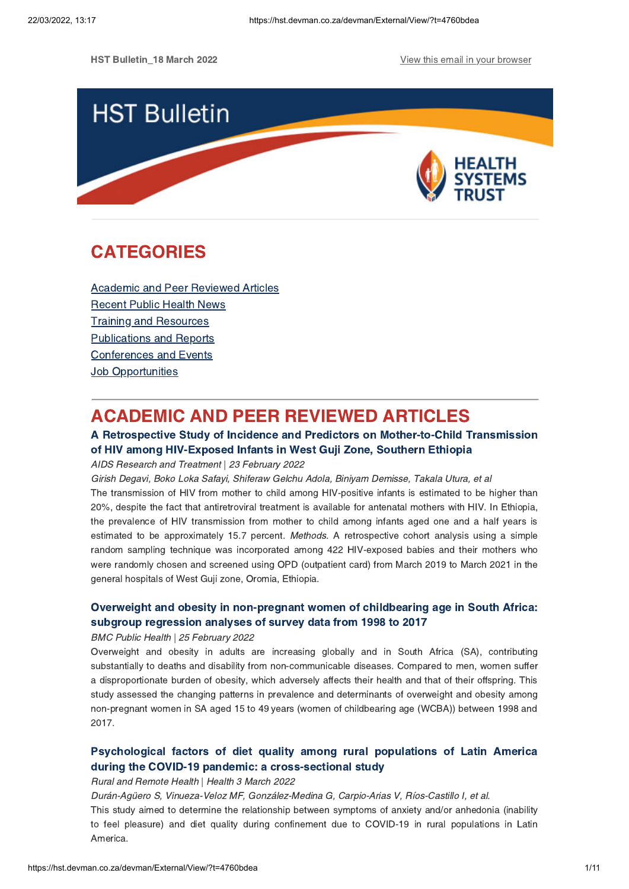HST Bulletin_18 March 2022

View this email in your browser

HST Bulletin

HEALTH SYSTEMS TRUST

# CATEGORIES

- Academic and Peer Reviewed Articles
- Recent Public Health News
- Training and Resources
- Publications and Reports
- Conferences and Events
- Job Opportunities

# ACADEMIC AND PEER REVIEWED ARTICLES

### A Retrospective Study of Incidence and Predictors on Mother-to-Child Transmission of HIV among HIV-Exposed Infants in West Guji Zone, Southern Ethiopia

*AIDS Research and Treatment | 23 February 2022*

*Girish Degavi, Boko Loka Safayi, Shiferaw Gelchu Adola, Biniyam Demisse, Takala Utura, et al*

The transmission of HIV from mother to child among HIV-positive infants is estimated to be higher than 20%, despite the fact that antiretroviral treatment is available for antenatal mothers with HIV. In Ethiopia, the prevalence of HIV transmission from mother to child among infants aged one and a half years is estimated to be approximately 15.7 percent. *Methods*. A retrospective cohort analysis using a simple random sampling technique was incorporated among 422 HIV-exposed babies and their mothers who were randomly chosen and screened using OPD (outpatient card) from March 2019 to March 2021 in the general hospitals of West Guji zone, Oromia, Ethiopia.

### Overweight and obesity in non-pregnant women of childbearing age in South Africa: subgroup regression analyses of survey data from 1998 to 2017

*BMC Public Health | 25 February 2022*

Overweight and obesity in adults are increasing globally and in South Africa (SA), contributing substantially to deaths and disability from non-communicable diseases. Compared to men, women suffer a disproportionate burden of obesity, which adversely affects their health and that of their offspring. This study assessed the changing patterns in prevalence and determinants of overweight and obesity among non-pregnant women in SA aged 15 to 49 years (women of childbearing age (WCBA)) between 1998 and 2017.

### Psychological factors of diet quality among rural populations of Latin America during the COVID-19 pandemic: a cross-sectional study

*Rural and Remote Health | Health 3 March 2022*

*Durán-Agüero S, Vinueza-Veloz MF, González-Medina G, Carpio-Arias V, Ríos-Castillo I, et al.*

This study aimed to determine the relationship between symptoms of anxiety and/or anhedonia (inability to feel pleasure) and diet quality during confinement due to COVID-19 in rural populations in Latin America.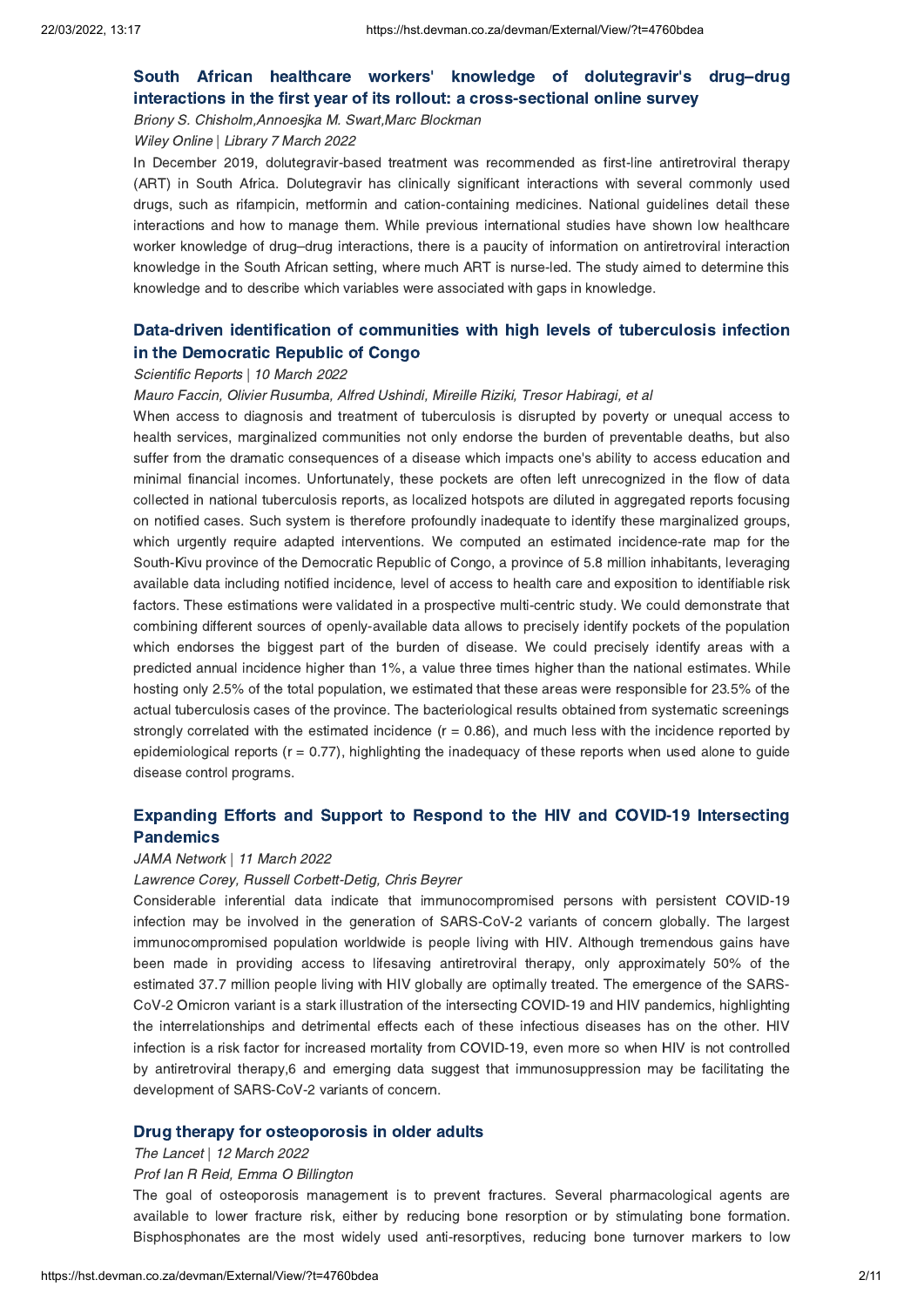### South African healthcare workers' knowledge of dolutegravir's drug–drug interactions in the first year of its rollout: a cross-sectional online survey

*Briony S. Chisholm,Annoesjka M. Swart,Marc Blockman*

*Wiley Online | Library 7 March 2022*

In December 2019, dolutegravir-based treatment was recommended as first-line antiretroviral therapy (ART) in South Africa. Dolutegravir has clinically significant interactions with several commonly used drugs, such as rifampicin, metformin and cation-containing medicines. National guidelines detail these interactions and how to manage them. While previous international studies have shown low healthcare worker knowledge of drug–drug interactions, there is a paucity of information on antiretroviral interaction knowledge in the South African setting, where much ART is nurse-led. The study aimed to determine this knowledge and to describe which variables were associated with gaps in knowledge.

### Data-driven identification of communities with high levels of tuberculosis infection in the Democratic Republic of Congo

*Scientific Reports | 10 March 2022*

*Mauro Faccin, Olivier Rusumba, Alfred Ushindi, Mireille Riziki, Tresor Habiragi, et al*

When access to diagnosis and treatment of tuberculosis is disrupted by poverty or unequal access to health services, marginalized communities not only endorse the burden of preventable deaths, but also suffer from the dramatic consequences of a disease which impacts one's ability to access education and minimal financial incomes. Unfortunately, these pockets are often left unrecognized in the flow of data collected in national tuberculosis reports, as localized hotspots are diluted in aggregated reports focusing on notified cases. Such system is therefore profoundly inadequate to identify these marginalized groups, which urgently require adapted interventions. We computed an estimated incidence-rate map for the South-Kivu province of the Democratic Republic of Congo, a province of 5.8 million inhabitants, leveraging available data including notified incidence, level of access to health care and exposition to identifiable risk factors. These estimations were validated in a prospective multi-centric study. We could demonstrate that combining different sources of openly-available data allows to precisely identify pockets of the population which endorses the biggest part of the burden of disease. We could precisely identify areas with a predicted annual incidence higher than 1%, a value three times higher than the national estimates. While hosting only 2.5% of the total population, we estimated that these areas were responsible for 23.5% of the actual tuberculosis cases of the province. The bacteriological results obtained from systematic screenings strongly correlated with the estimated incidence ($r = 0.86$), and much less with the incidence reported by epidemiological reports ($r = 0.77$), highlighting the inadequacy of these reports when used alone to guide disease control programs.

### Expanding Efforts and Support to Respond to the HIV and COVID-19 Intersecting Pandemics

*JAMA Network | 11 March 2022*

*Lawrence Corey, Russell Corbett-Detig, Chris Beyrer*

Considerable inferential data indicate that immunocompromised persons with persistent COVID-19 infection may be involved in the generation of SARS-CoV-2 variants of concern globally. The largest immunocompromised population worldwide is people living with HIV. Although tremendous gains have been made in providing access to lifesaving antiretroviral therapy, only approximately 50% of the estimated 37.7 million people living with HIV globally are optimally treated. The emergence of the SARS-CoV-2 Omicron variant is a stark illustration of the intersecting COVID-19 and HIV pandemics, highlighting the interrelationships and detrimental effects each of these infectious diseases has on the other. HIV infection is a risk factor for increased mortality from COVID-19, even more so when HIV is not controlled by antiretroviral therapy,6 and emerging data suggest that immunosuppression may be facilitating the development of SARS-CoV-2 variants of concern.

### Drug therapy for osteoporosis in older adults

*The Lancet | 12 March 2022*

*Prof Ian R Reid, Emma O Billington*

The goal of osteoporosis management is to prevent fractures. Several pharmacological agents are available to lower fracture risk, either by reducing bone resorption or by stimulating bone formation. Bisphosphonates are the most widely used anti-resorptives, reducing bone turnover markers to low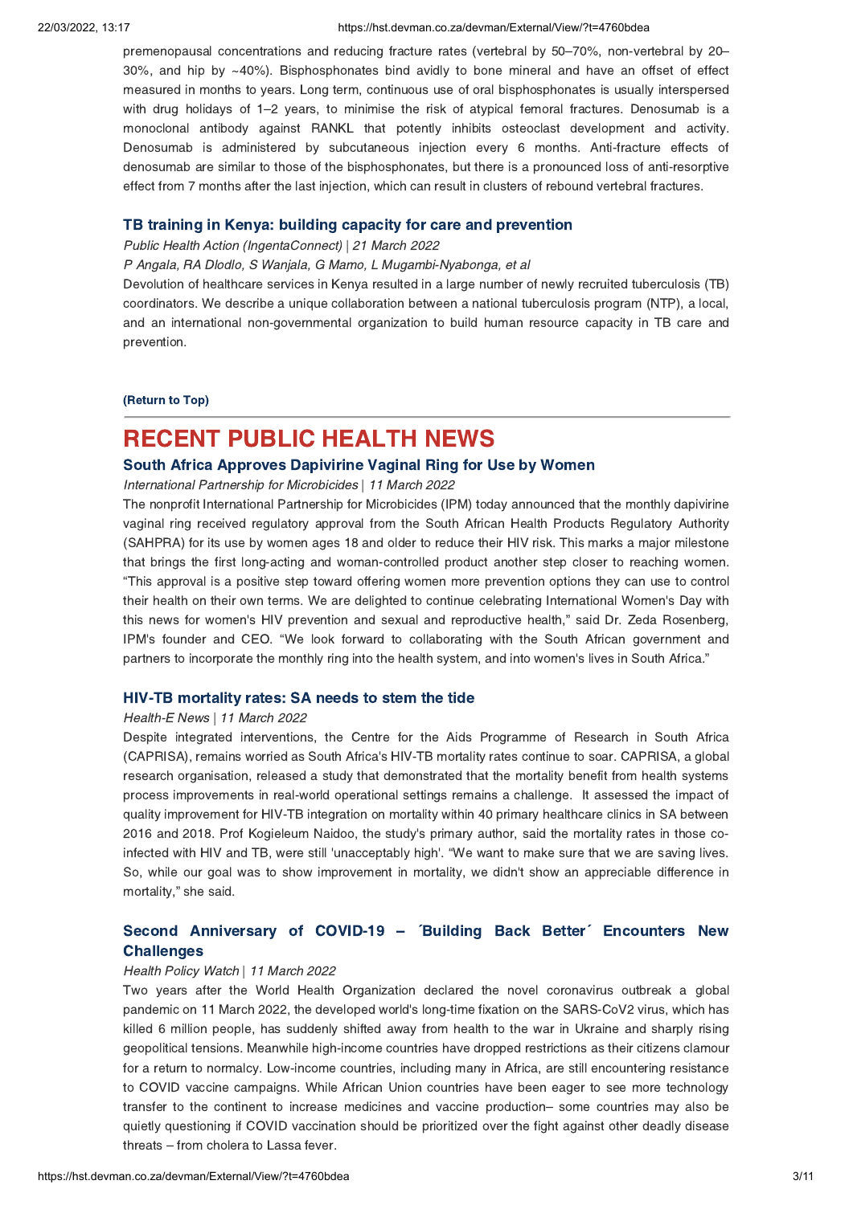premenopausal concentrations and reducing fracture rates (vertebral by 50–70%, non-vertebral by 20–30%, and hip by ~40%). Bisphosphonates bind avidly to bone mineral and have an offset of effect measured in months to years. Long term, continuous use of oral bisphosphonates is usually interspersed with drug holidays of 1–2 years, to minimise the risk of atypical femoral fractures. Denosumab is a monoclonal antibody against RANKL that potently inhibits osteoclast development and activity. Denosumab is administered by subcutaneous injection every 6 months. Anti-fracture effects of denosumab are similar to those of the bisphosphonates, but there is a pronounced loss of anti-resorptive effect from 7 months after the last injection, which can result in clusters of rebound vertebral fractures.

### TB training in Kenya: building capacity for care and prevention

*Public Health Action (IngentaConnect)* | *21 March 2022*

*P Angala, RA Dlodlo, S Wanjala, G Mamo, L Mugambi-Nyabonga, et al*

Devolution of healthcare services in Kenya resulted in a large number of newly recruited tuberculosis (TB) coordinators. We describe a unique collaboration between a national tuberculosis program (NTP), a local, and an international non-governmental organization to build human resource capacity in TB care and prevention.

**(Return to Top)**

---

## RECENT PUBLIC HEALTH NEWS

### South Africa Approves Dapivirine Vaginal Ring for Use by Women

*International Partnership for Microbicides* | *11 March 2022*

The nonprofit International Partnership for Microbicides (IPM) today announced that the monthly dapivirine vaginal ring received regulatory approval from the South African Health Products Regulatory Authority (SAHPRA) for its use by women ages 18 and older to reduce their HIV risk. This marks a major milestone that brings the first long-acting and woman-controlled product another step closer to reaching women. “This approval is a positive step toward offering women more prevention options they can use to control their health on their own terms. We are delighted to continue celebrating International Women's Day with this news for women's HIV prevention and sexual and reproductive health,” said Dr. Zeda Rosenberg, IPM's founder and CEO. “We look forward to collaborating with the South African government and partners to incorporate the monthly ring into the health system, and into women's lives in South Africa.”

### HIV-TB mortality rates: SA needs to stem the tide

*Health-E News* | *11 March 2022*

Despite integrated interventions, the Centre for the Aids Programme of Research in South Africa (CAPRISA), remains worried as South Africa's HIV-TB mortality rates continue to soar. CAPRISA, a global research organisation, released a study that demonstrated that the mortality benefit from health systems process improvements in real-world operational settings remains a challenge. It assessed the impact of quality improvement for HIV-TB integration on mortality within 40 primary healthcare clinics in SA between 2016 and 2018. Prof Kogieleum Naidoo, the study's primary author, said the mortality rates in those co-infected with HIV and TB, were still 'unacceptably high'. “We want to make sure that we are saving lives. So, while our goal was to show improvement in mortality, we didn't show an appreciable difference in mortality,” she said.

### Second Anniversary of COVID-19 – ´Building Back Better´ Encounters New Challenges

*Health Policy Watch* | *11 March 2022*

Two years after the World Health Organization declared the novel coronavirus outbreak a global pandemic on 11 March 2022, the developed world's long-time fixation on the SARS-CoV2 virus, which has killed 6 million people, has suddenly shifted away from health to the war in Ukraine and sharply rising geopolitical tensions. Meanwhile high-income countries have dropped restrictions as their citizens clamour for a return to normalcy. Low-income countries, including many in Africa, are still encountering resistance to COVID vaccine campaigns. While African Union countries have been eager to see more technology transfer to the continent to increase medicines and vaccine production– some countries may also be quietly questioning if COVID vaccination should be prioritized over the fight against other deadly disease threats – from cholera to Lassa fever.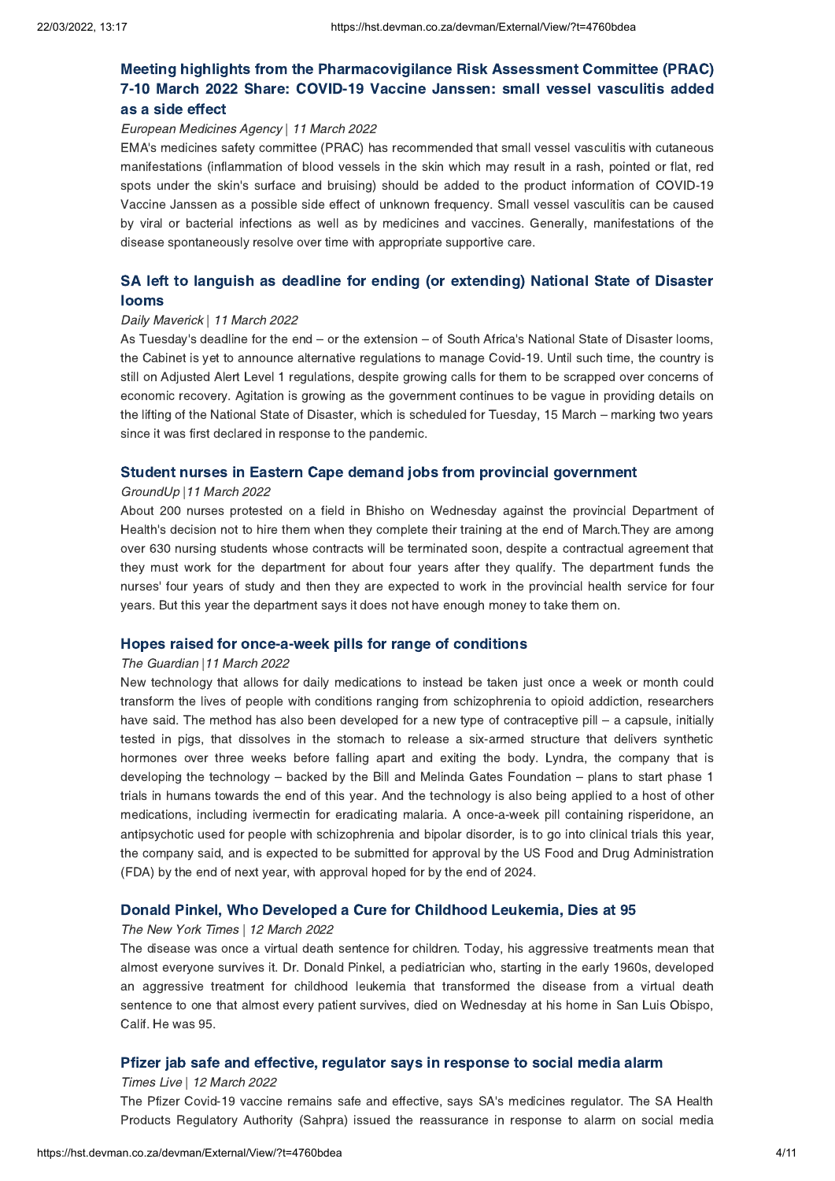### Meeting highlights from the Pharmacovigilance Risk Assessment Committee (PRAC) 7-10 March 2022 Share: COVID-19 Vaccine Janssen: small vessel vasculitis added as a side effect

*European Medicines Agency | 11 March 2022*

EMA's medicines safety committee (PRAC) has recommended that small vessel vasculitis with cutaneous manifestations (inflammation of blood vessels in the skin which may result in a rash, pointed or flat, red spots under the skin's surface and bruising) should be added to the product information of COVID-19 Vaccine Janssen as a possible side effect of unknown frequency. Small vessel vasculitis can be caused by viral or bacterial infections as well as by medicines and vaccines. Generally, manifestations of the disease spontaneously resolve over time with appropriate supportive care.

### SA left to languish as deadline for ending (or extending) National State of Disaster looms

*Daily Maverick | 11 March 2022*

As Tuesday's deadline for the end – or the extension – of South Africa's National State of Disaster looms, the Cabinet is yet to announce alternative regulations to manage Covid-19. Until such time, the country is still on Adjusted Alert Level 1 regulations, despite growing calls for them to be scrapped over concerns of economic recovery. Agitation is growing as the government continues to be vague in providing details on the lifting of the National State of Disaster, which is scheduled for Tuesday, 15 March – marking two years since it was first declared in response to the pandemic.

### Student nurses in Eastern Cape demand jobs from provincial government

*GroundUp |11 March 2022*

About 200 nurses protested on a field in Bhisho on Wednesday against the provincial Department of Health's decision not to hire them when they complete their training at the end of March.They are among over 630 nursing students whose contracts will be terminated soon, despite a contractual agreement that they must work for the department for about four years after they qualify. The department funds the nurses' four years of study and then they are expected to work in the provincial health service for four years. But this year the department says it does not have enough money to take them on.

### Hopes raised for once-a-week pills for range of conditions

*The Guardian |11 March 2022*

New technology that allows for daily medications to instead be taken just once a week or month could transform the lives of people with conditions ranging from schizophrenia to opioid addiction, researchers have said. The method has also been developed for a new type of contraceptive pill – a capsule, initially tested in pigs, that dissolves in the stomach to release a six-armed structure that delivers synthetic hormones over three weeks before falling apart and exiting the body. Lyndra, the company that is developing the technology – backed by the Bill and Melinda Gates Foundation – plans to start phase 1 trials in humans towards the end of this year. And the technology is also being applied to a host of other medications, including ivermectin for eradicating malaria. A once-a-week pill containing risperidone, an antipsychotic used for people with schizophrenia and bipolar disorder, is to go into clinical trials this year, the company said, and is expected to be submitted for approval by the US Food and Drug Administration (FDA) by the end of next year, with approval hoped for by the end of 2024.

### Donald Pinkel, Who Developed a Cure for Childhood Leukemia, Dies at 95

*The New York Times | 12 March 2022*

The disease was once a virtual death sentence for children. Today, his aggressive treatments mean that almost everyone survives it. Dr. Donald Pinkel, a pediatrician who, starting in the early 1960s, developed an aggressive treatment for childhood leukemia that transformed the disease from a virtual death sentence to one that almost every patient survives, died on Wednesday at his home in San Luis Obispo, Calif. He was 95.

### Pfizer jab safe and effective, regulator says in response to social media alarm

*Times Live | 12 March 2022*

The Pfizer Covid-19 vaccine remains safe and effective, says SA's medicines regulator. The SA Health Products Regulatory Authority (Sahpra) issued the reassurance in response to alarm on social media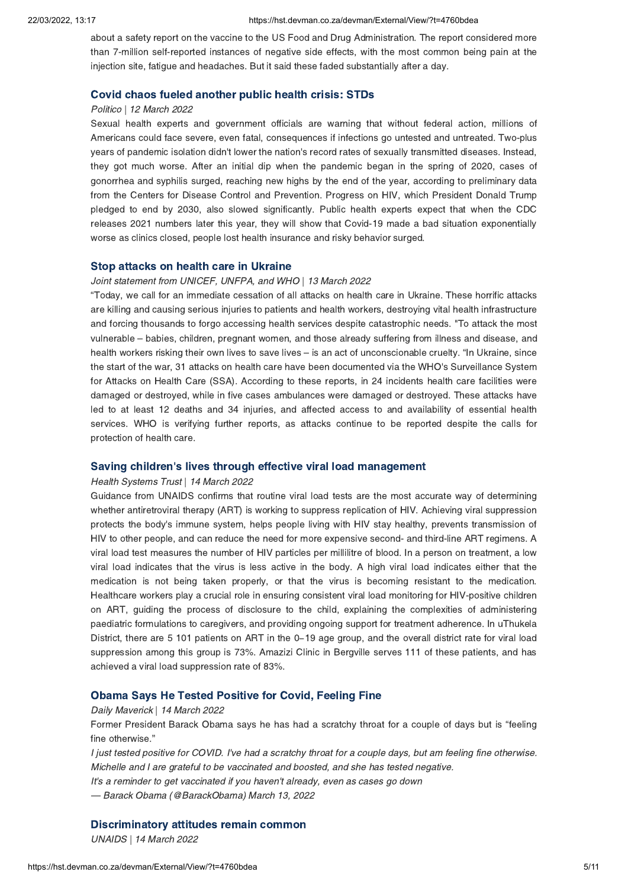about a safety report on the vaccine to the US Food and Drug Administration. The report considered more than 7-million self-reported instances of negative side effects, with the most common being pain at the injection site, fatigue and headaches. But it said these faded substantially after a day.

### Covid chaos fueled another public health crisis: STDs

*Politico | 12 March 2022*

Sexual health experts and government officials are warning that without federal action, millions of Americans could face severe, even fatal, consequences if infections go untested and untreated. Two-plus years of pandemic isolation didn't lower the nation's record rates of sexually transmitted diseases. Instead, they got much worse. After an initial dip when the pandemic began in the spring of 2020, cases of gonorrhea and syphilis surged, reaching new highs by the end of the year, according to preliminary data from the Centers for Disease Control and Prevention. Progress on HIV, which President Donald Trump pledged to end by 2030, also slowed significantly. Public health experts expect that when the CDC releases 2021 numbers later this year, they will show that Covid-19 made a bad situation exponentially worse as clinics closed, people lost health insurance and risky behavior surged.

### Stop attacks on health care in Ukraine

*Joint statement from UNICEF, UNFPA, and WHO | 13 March 2022*

"Today, we call for an immediate cessation of all attacks on health care in Ukraine. These horrific attacks are killing and causing serious injuries to patients and health workers, destroying vital health infrastructure and forcing thousands to forgo accessing health services despite catastrophic needs. "To attack the most vulnerable – babies, children, pregnant women, and those already suffering from illness and disease, and health workers risking their own lives to save lives – is an act of unconscionable cruelty. "In Ukraine, since the start of the war, 31 attacks on health care have been documented via the WHO's Surveillance System for Attacks on Health Care (SSA). According to these reports, in 24 incidents health care facilities were damaged or destroyed, while in five cases ambulances were damaged or destroyed. These attacks have led to at least 12 deaths and 34 injuries, and affected access to and availability of essential health services. WHO is verifying further reports, as attacks continue to be reported despite the calls for protection of health care.

### Saving children's lives through effective viral load management

*Health Systems Trust | 14 March 2022*

Guidance from UNAIDS confirms that routine viral load tests are the most accurate way of determining whether antiretroviral therapy (ART) is working to suppress replication of HIV. Achieving viral suppression protects the body's immune system, helps people living with HIV stay healthy, prevents transmission of HIV to other people, and can reduce the need for more expensive second- and third-line ART regimens. A viral load test measures the number of HIV particles per millilitre of blood. In a person on treatment, a low viral load indicates that the virus is less active in the body. A high viral load indicates either that the medication is not being taken properly, or that the virus is becoming resistant to the medication. Healthcare workers play a crucial role in ensuring consistent viral load monitoring for HIV-positive children on ART, guiding the process of disclosure to the child, explaining the complexities of administering paediatric formulations to caregivers, and providing ongoing support for treatment adherence. In uThukela District, there are 5 101 patients on ART in the 0–19 age group, and the overall district rate for viral load suppression among this group is 73%. Amazizi Clinic in Bergville serves 111 of these patients, and has achieved a viral load suppression rate of 83%.

### Obama Says He Tested Positive for Covid, Feeling Fine

*Daily Maverick | 14 March 2022*

Former President Barack Obama says he has had a scratchy throat for a couple of days but is "feeling fine otherwise."

*I just tested positive for COVID. I've had a scratchy throat for a couple days, but am feeling fine otherwise. Michelle and I are grateful to be vaccinated and boosted, and she has tested negative.*
*It's a reminder to get vaccinated if you haven't already, even as cases go down*
*— Barack Obama (@BarackObama) March 13, 2022*

### Discriminatory attitudes remain common

*UNAIDS | 14 March 2022*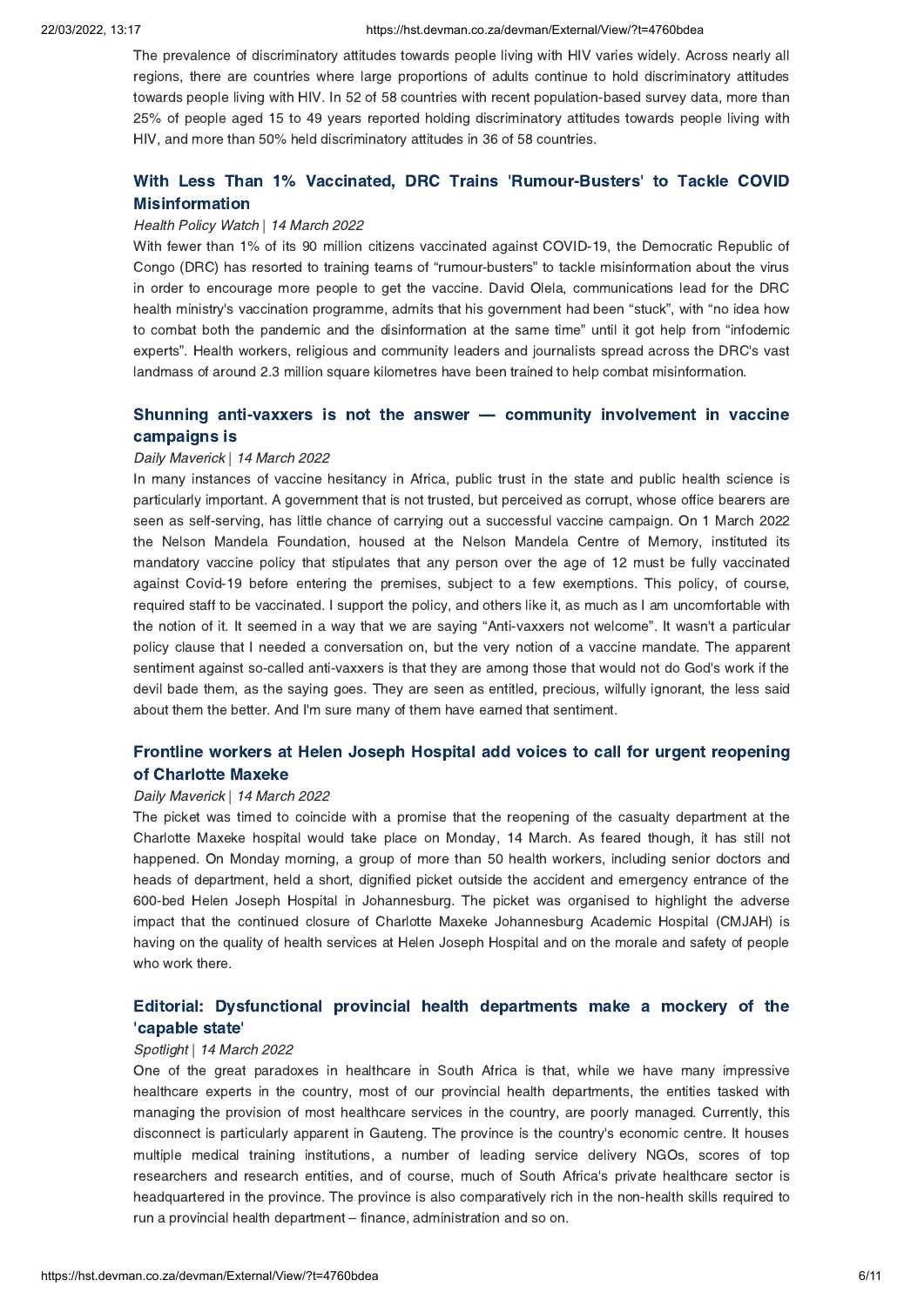The prevalence of discriminatory attitudes towards people living with HIV varies widely. Across nearly all regions, there are countries where large proportions of adults continue to hold discriminatory attitudes towards people living with HIV. In 52 of 58 countries with recent population-based survey data, more than 25% of people aged 15 to 49 years reported holding discriminatory attitudes towards people living with HIV, and more than 50% held discriminatory attitudes in 36 of 58 countries.

### With Less Than 1% Vaccinated, DRC Trains 'Rumour-Busters' to Tackle COVID Misinformation

*Health Policy Watch | 14 March 2022*

With fewer than 1% of its 90 million citizens vaccinated against COVID-19, the Democratic Republic of Congo (DRC) has resorted to training teams of "rumour-busters" to tackle misinformation about the virus in order to encourage more people to get the vaccine. David Olela, communications lead for the DRC health ministry's vaccination programme, admits that his government had been "stuck", with "no idea how to combat both the pandemic and the disinformation at the same time" until it got help from "infodemic experts". Health workers, religious and community leaders and journalists spread across the DRC's vast landmass of around 2.3 million square kilometres have been trained to help combat misinformation.

### Shunning anti-vaxxers is not the answer — community involvement in vaccine campaigns is

*Daily Maverick | 14 March 2022*

In many instances of vaccine hesitancy in Africa, public trust in the state and public health science is particularly important. A government that is not trusted, but perceived as corrupt, whose office bearers are seen as self-serving, has little chance of carrying out a successful vaccine campaign. On 1 March 2022 the Nelson Mandela Foundation, housed at the Nelson Mandela Centre of Memory, instituted its mandatory vaccine policy that stipulates that any person over the age of 12 must be fully vaccinated against Covid-19 before entering the premises, subject to a few exemptions. This policy, of course, required staff to be vaccinated. I support the policy, and others like it, as much as I am uncomfortable with the notion of it. It seemed in a way that we are saying "Anti-vaxxers not welcome". It wasn't a particular policy clause that I needed a conversation on, but the very notion of a vaccine mandate. The apparent sentiment against so-called anti-vaxxers is that they are among those that would not do God's work if the devil bade them, as the saying goes. They are seen as entitled, precious, wilfully ignorant, the less said about them the better. And I'm sure many of them have earned that sentiment.

### Frontline workers at Helen Joseph Hospital add voices to call for urgent reopening of Charlotte Maxeke

*Daily Maverick | 14 March 2022*

The picket was timed to coincide with a promise that the reopening of the casualty department at the Charlotte Maxeke hospital would take place on Monday, 14 March. As feared though, it has still not happened. On Monday morning, a group of more than 50 health workers, including senior doctors and heads of department, held a short, dignified picket outside the accident and emergency entrance of the 600-bed Helen Joseph Hospital in Johannesburg. The picket was organised to highlight the adverse impact that the continued closure of Charlotte Maxeke Johannesburg Academic Hospital (CMJAH) is having on the quality of health services at Helen Joseph Hospital and on the morale and safety of people who work there.

### Editorial: Dysfunctional provincial health departments make a mockery of the 'capable state'

*Spotlight | 14 March 2022*

One of the great paradoxes in healthcare in South Africa is that, while we have many impressive healthcare experts in the country, most of our provincial health departments, the entities tasked with managing the provision of most healthcare services in the country, are poorly managed. Currently, this disconnect is particularly apparent in Gauteng. The province is the country's economic centre. It houses multiple medical training institutions, a number of leading service delivery NGOs, scores of top researchers and research entities, and of course, much of South Africa's private healthcare sector is headquartered in the province. The province is also comparatively rich in the non-health skills required to run a provincial health department – finance, administration and so on.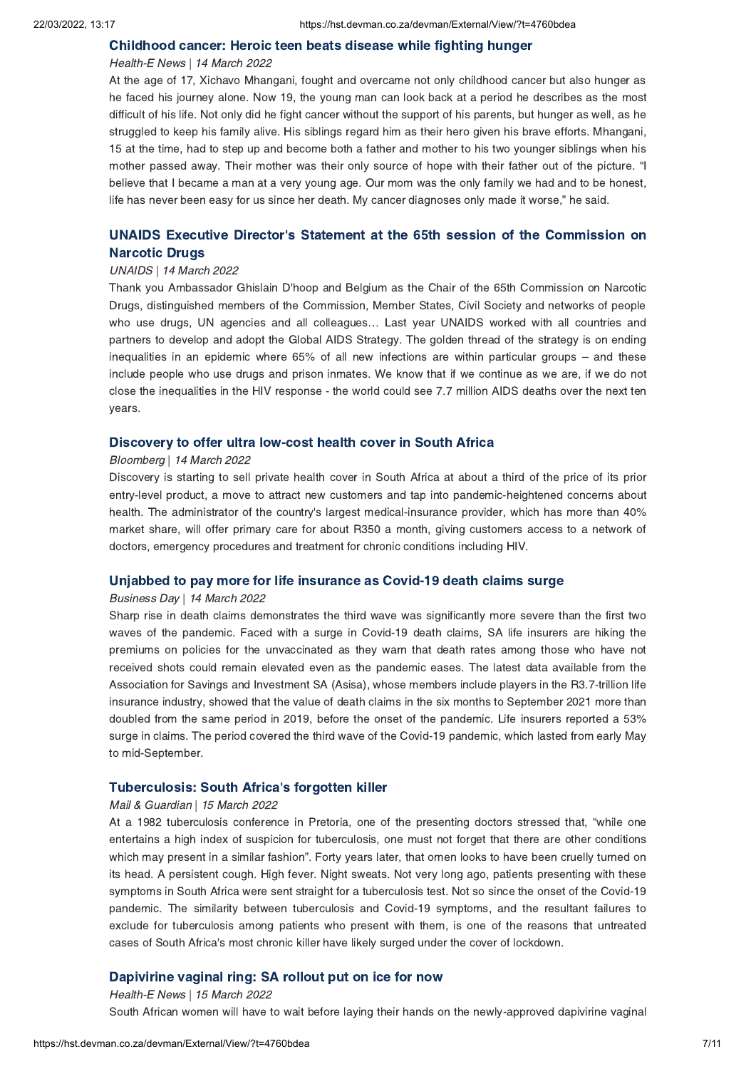### Childhood cancer: Heroic teen beats disease while fighting hunger

*Health-E News | 14 March 2022*

At the age of 17, Xichavo Mhangani, fought and overcame not only childhood cancer but also hunger as he faced his journey alone. Now 19, the young man can look back at a period he describes as the most difficult of his life. Not only did he fight cancer without the support of his parents, but hunger as well, as he struggled to keep his family alive. His siblings regard him as their hero given his brave efforts. Mhangani, 15 at the time, had to step up and become both a father and mother to his two younger siblings when his mother passed away. Their mother was their only source of hope with their father out of the picture. "I believe that I became a man at a very young age. Our mom was the only family we had and to be honest, life has never been easy for us since her death. My cancer diagnoses only made it worse," he said.

### UNAIDS Executive Director's Statement at the 65th session of the Commission on Narcotic Drugs

*UNAIDS | 14 March 2022*

Thank you Ambassador Ghislain D'hoop and Belgium as the Chair of the 65th Commission on Narcotic Drugs, distinguished members of the Commission, Member States, Civil Society and networks of people who use drugs, UN agencies and all colleagues… Last year UNAIDS worked with all countries and partners to develop and adopt the Global AIDS Strategy. The golden thread of the strategy is on ending inequalities in an epidemic where 65% of all new infections are within particular groups – and these include people who use drugs and prison inmates. We know that if we continue as we are, if we do not close the inequalities in the HIV response - the world could see 7.7 million AIDS deaths over the next ten years.

### Discovery to offer ultra low-cost health cover in South Africa

*Bloomberg | 14 March 2022*

Discovery is starting to sell private health cover in South Africa at about a third of the price of its prior entry-level product, a move to attract new customers and tap into pandemic-heightened concerns about health. The administrator of the country's largest medical-insurance provider, which has more than 40% market share, will offer primary care for about R350 a month, giving customers access to a network of doctors, emergency procedures and treatment for chronic conditions including HIV.

### Unjabbed to pay more for life insurance as Covid-19 death claims surge

*Business Day | 14 March 2022*

Sharp rise in death claims demonstrates the third wave was significantly more severe than the first two waves of the pandemic. Faced with a surge in Covid-19 death claims, SA life insurers are hiking the premiums on policies for the unvaccinated as they warn that death rates among those who have not received shots could remain elevated even as the pandemic eases. The latest data available from the Association for Savings and Investment SA (Asisa), whose members include players in the R3.7-trillion life insurance industry, showed that the value of death claims in the six months to September 2021 more than doubled from the same period in 2019, before the onset of the pandemic. Life insurers reported a 53% surge in claims. The period covered the third wave of the Covid-19 pandemic, which lasted from early May to mid-September.

### Tuberculosis: South Africa's forgotten killer

*Mail & Guardian | 15 March 2022*

At a 1982 tuberculosis conference in Pretoria, one of the presenting doctors stressed that, "while one entertains a high index of suspicion for tuberculosis, one must not forget that there are other conditions which may present in a similar fashion". Forty years later, that omen looks to have been cruelly turned on its head. A persistent cough. High fever. Night sweats. Not very long ago, patients presenting with these symptoms in South Africa were sent straight for a tuberculosis test. Not so since the onset of the Covid-19 pandemic. The similarity between tuberculosis and Covid-19 symptoms, and the resultant failures to exclude for tuberculosis among patients who present with them, is one of the reasons that untreated cases of South Africa's most chronic killer have likely surged under the cover of lockdown.

### Dapivirine vaginal ring: SA rollout put on ice for now

*Health-E News | 15 March 2022*

South African women will have to wait before laying their hands on the newly-approved dapivirine vaginal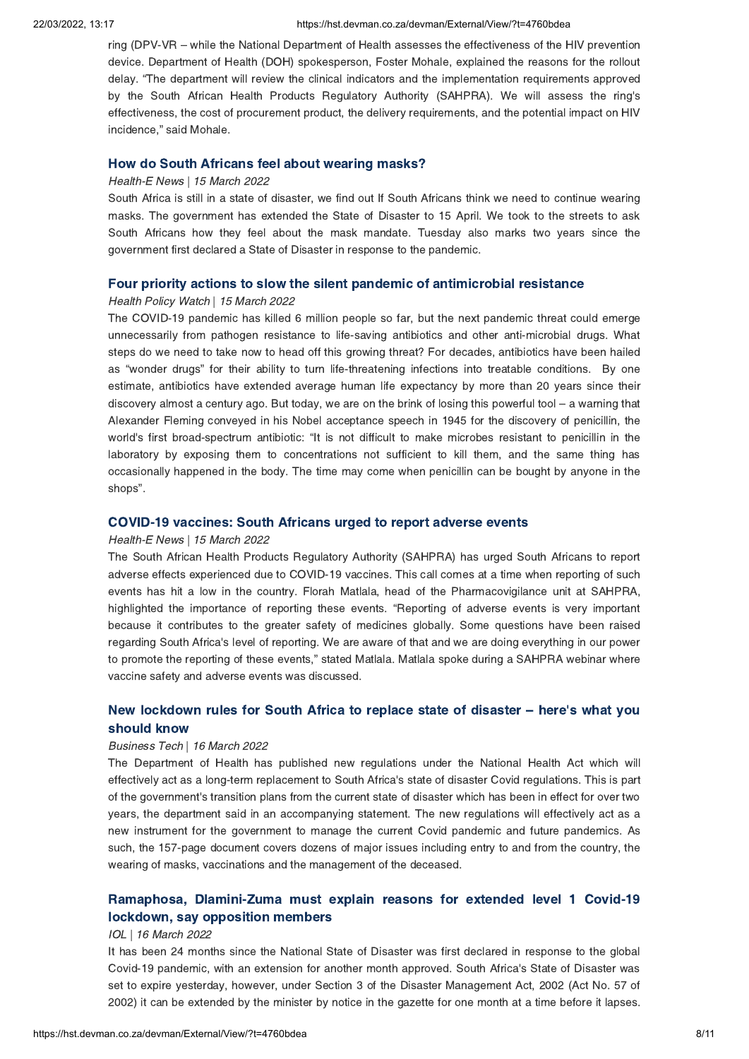ring (DPV-VR – while the National Department of Health assesses the effectiveness of the HIV prevention device. Department of Health (DOH) spokesperson, Foster Mohale, explained the reasons for the rollout delay. "The department will review the clinical indicators and the implementation requirements approved by the South African Health Products Regulatory Authority (SAHPRA). We will assess the ring's effectiveness, the cost of procurement product, the delivery requirements, and the potential impact on HIV incidence," said Mohale.

### How do South Africans feel about wearing masks?

*Health-E News | 15 March 2022*

South Africa is still in a state of disaster, we find out If South Africans think we need to continue wearing masks. The government has extended the State of Disaster to 15 April. We took to the streets to ask South Africans how they feel about the mask mandate. Tuesday also marks two years since the government first declared a State of Disaster in response to the pandemic.

### Four priority actions to slow the silent pandemic of antimicrobial resistance

*Health Policy Watch | 15 March 2022*

The COVID-19 pandemic has killed 6 million people so far, but the next pandemic threat could emerge unnecessarily from pathogen resistance to life-saving antibiotics and other anti-microbial drugs. What steps do we need to take now to head off this growing threat? For decades, antibiotics have been hailed as "wonder drugs" for their ability to turn life-threatening infections into treatable conditions. By one estimate, antibiotics have extended average human life expectancy by more than 20 years since their discovery almost a century ago. But today, we are on the brink of losing this powerful tool – a warning that Alexander Fleming conveyed in his Nobel acceptance speech in 1945 for the discovery of penicillin, the world's first broad-spectrum antibiotic: "It is not difficult to make microbes resistant to penicillin in the laboratory by exposing them to concentrations not sufficient to kill them, and the same thing has occasionally happened in the body. The time may come when penicillin can be bought by anyone in the shops".

### COVID-19 vaccines: South Africans urged to report adverse events

*Health-E News | 15 March 2022*

The South African Health Products Regulatory Authority (SAHPRA) has urged South Africans to report adverse effects experienced due to COVID-19 vaccines. This call comes at a time when reporting of such events has hit a low in the country. Florah Matlala, head of the Pharmacovigilance unit at SAHPRA, highlighted the importance of reporting these events. "Reporting of adverse events is very important because it contributes to the greater safety of medicines globally. Some questions have been raised regarding South Africa's level of reporting. We are aware of that and we are doing everything in our power to promote the reporting of these events," stated Matlala. Matlala spoke during a SAHPRA webinar where vaccine safety and adverse events was discussed.

### New lockdown rules for South Africa to replace state of disaster – here's what you should know

*Business Tech | 16 March 2022*

The Department of Health has published new regulations under the National Health Act which will effectively act as a long-term replacement to South Africa's state of disaster Covid regulations. This is part of the government's transition plans from the current state of disaster which has been in effect for over two years, the department said in an accompanying statement. The new regulations will effectively act as a new instrument for the government to manage the current Covid pandemic and future pandemics. As such, the 157-page document covers dozens of major issues including entry to and from the country, the wearing of masks, vaccinations and the management of the deceased.

### Ramaphosa, Dlamini-Zuma must explain reasons for extended level 1 Covid-19 lockdown, say opposition members

*IOL | 16 March 2022*

It has been 24 months since the National State of Disaster was first declared in response to the global Covid-19 pandemic, with an extension for another month approved. South Africa's State of Disaster was set to expire yesterday, however, under Section 3 of the Disaster Management Act, 2002 (Act No. 57 of 2002) it can be extended by the minister by notice in the gazette for one month at a time before it lapses.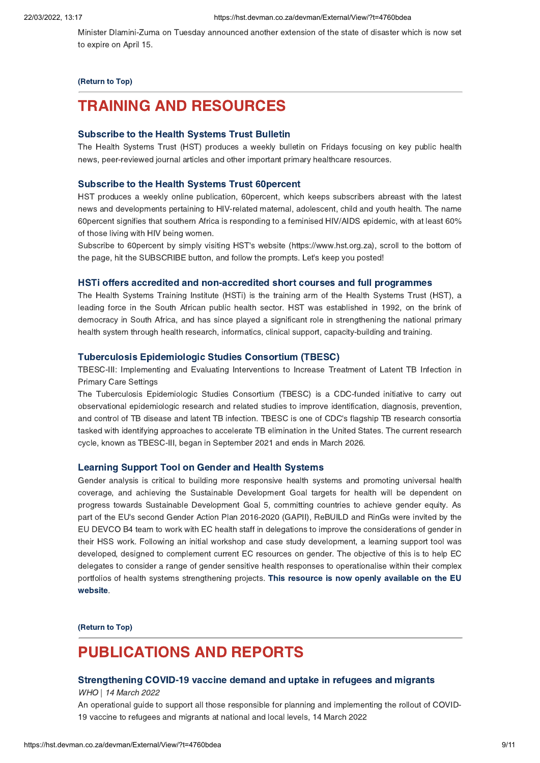Minister Dlamini-Zuma on Tuesday announced another extension of the state of disaster which is now set to expire on April 15.

**(Return to Top)**

# TRAINING AND RESOURCES

### Subscribe to the Health Systems Trust Bulletin

The Health Systems Trust (HST) produces a weekly bulletin on Fridays focusing on key public health news, peer-reviewed journal articles and other important primary healthcare resources.

### Subscribe to the Health Systems Trust 60percent

HST produces a weekly online publication, 60percent, which keeps subscribers abreast with the latest news and developments pertaining to HIV-related maternal, adolescent, child and youth health. The name 60percent signifies that southern Africa is responding to a feminised HIV/AIDS epidemic, with at least 60% of those living with HIV being women.

Subscribe to 60percent by simply visiting HST's website (https://www.hst.org.za), scroll to the bottom of the page, hit the SUBSCRIBE button, and follow the prompts. Let's keep you posted!

### HSTi offers accredited and non-accredited short courses and full programmes

The Health Systems Training Institute (HSTi) is the training arm of the Health Systems Trust (HST), a leading force in the South African public health sector. HST was established in 1992, on the brink of democracy in South Africa, and has since played a significant role in strengthening the national primary health system through health research, informatics, clinical support, capacity-building and training.

### Tuberculosis Epidemiologic Studies Consortium (TBESC)

TBESC-III: Implementing and Evaluating Interventions to Increase Treatment of Latent TB Infection in Primary Care Settings

The Tuberculosis Epidemiologic Studies Consortium (TBESC) is a CDC-funded initiative to carry out observational epidemiologic research and related studies to improve identification, diagnosis, prevention, and control of TB disease and latent TB infection. TBESC is one of CDC's flagship TB research consortia tasked with identifying approaches to accelerate TB elimination in the United States. The current research cycle, known as TBESC-III, began in September 2021 and ends in March 2026.

### Learning Support Tool on Gender and Health Systems

Gender analysis is critical to building more responsive health systems and promoting universal health coverage, and achieving the Sustainable Development Goal targets for health will be dependent on progress towards Sustainable Development Goal 5, committing countries to achieve gender equity. As part of the EU's second Gender Action Plan 2016-2020 (GAPII), ReBUILD and RinGs were invited by the EU DEVCO B4 team to work with EC health staff in delegations to improve the considerations of gender in their HSS work. Following an initial workshop and case study development, a learning support tool was developed, designed to complement current EC resources on gender. The objective of this is to help EC delegates to consider a range of gender sensitive health responses to operationalise within their complex portfolios of health systems strengthening projects. **This resource is now openly available on the EU website**.

**(Return to Top)**

# PUBLICATIONS AND REPORTS

### Strengthening COVID-19 vaccine demand and uptake in refugees and migrants

*WHO | 14 March 2022*

An operational guide to support all those responsible for planning and implementing the rollout of COVID-19 vaccine to refugees and migrants at national and local levels, 14 March 2022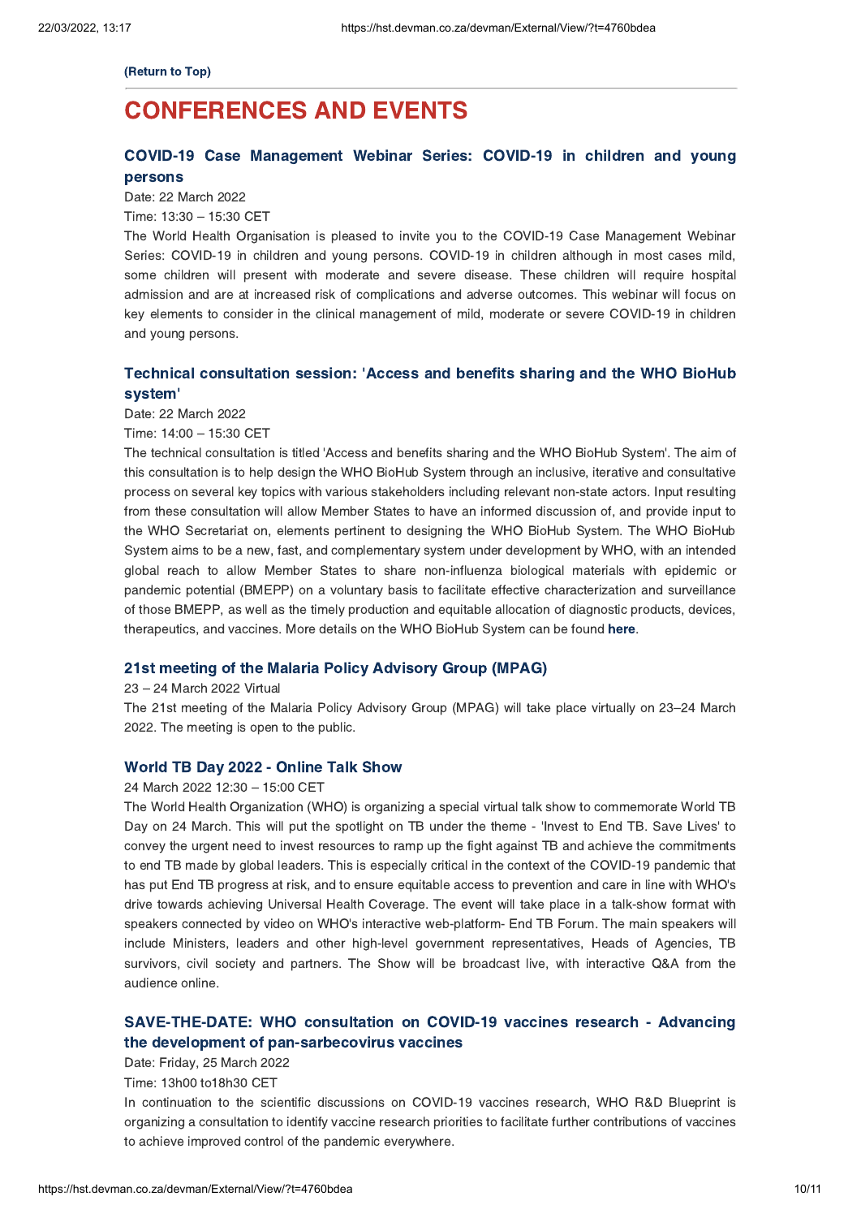(Return to Top)

# CONFERENCES AND EVENTS

### COVID-19 Case Management Webinar Series: COVID-19 in children and young persons

Date: 22 March 2022

Time: 13:30 – 15:30 CET

The World Health Organisation is pleased to invite you to the COVID-19 Case Management Webinar Series: COVID-19 in children and young persons. COVID-19 in children although in most cases mild, some children will present with moderate and severe disease. These children will require hospital admission and are at increased risk of complications and adverse outcomes. This webinar will focus on key elements to consider in the clinical management of mild, moderate or severe COVID-19 in children and young persons.

### Technical consultation session: 'Access and benefits sharing and the WHO BioHub system'

Date: 22 March 2022

Time: 14:00 – 15:30 CET

The technical consultation is titled 'Access and benefits sharing and the WHO BioHub System'. The aim of this consultation is to help design the WHO BioHub System through an inclusive, iterative and consultative process on several key topics with various stakeholders including relevant non-state actors. Input resulting from these consultation will allow Member States to have an informed discussion of, and provide input to the WHO Secretariat on, elements pertinent to designing the WHO BioHub System. The WHO BioHub System aims to be a new, fast, and complementary system under development by WHO, with an intended global reach to allow Member States to share non-influenza biological materials with epidemic or pandemic potential (BMEPP) on a voluntary basis to facilitate effective characterization and surveillance of those BMEPP, as well as the timely production and equitable allocation of diagnostic products, devices, therapeutics, and vaccines. More details on the WHO BioHub System can be found **here**.

### 21st meeting of the Malaria Policy Advisory Group (MPAG)

23 – 24 March 2022 Virtual

The 21st meeting of the Malaria Policy Advisory Group (MPAG) will take place virtually on 23–24 March 2022. The meeting is open to the public.

### World TB Day 2022 - Online Talk Show

24 March 2022 12:30 – 15:00 CET

The World Health Organization (WHO) is organizing a special virtual talk show to commemorate World TB Day on 24 March. This will put the spotlight on TB under the theme - 'Invest to End TB. Save Lives' to convey the urgent need to invest resources to ramp up the fight against TB and achieve the commitments to end TB made by global leaders. This is especially critical in the context of the COVID-19 pandemic that has put End TB progress at risk, and to ensure equitable access to prevention and care in line with WHO's drive towards achieving Universal Health Coverage. The event will take place in a talk-show format with speakers connected by video on WHO's interactive web-platform- End TB Forum. The main speakers will include Ministers, leaders and other high-level government representatives, Heads of Agencies, TB survivors, civil society and partners. The Show will be broadcast live, with interactive Q&A from the audience online.

### SAVE-THE-DATE: WHO consultation on COVID-19 vaccines research - Advancing the development of pan-sarbecovirus vaccines

Date: Friday, 25 March 2022

Time: 13h00 to18h30 CET

In continuation to the scientific discussions on COVID-19 vaccines research, WHO R&D Blueprint is organizing a consultation to identify vaccine research priorities to facilitate further contributions of vaccines to achieve improved control of the pandemic everywhere.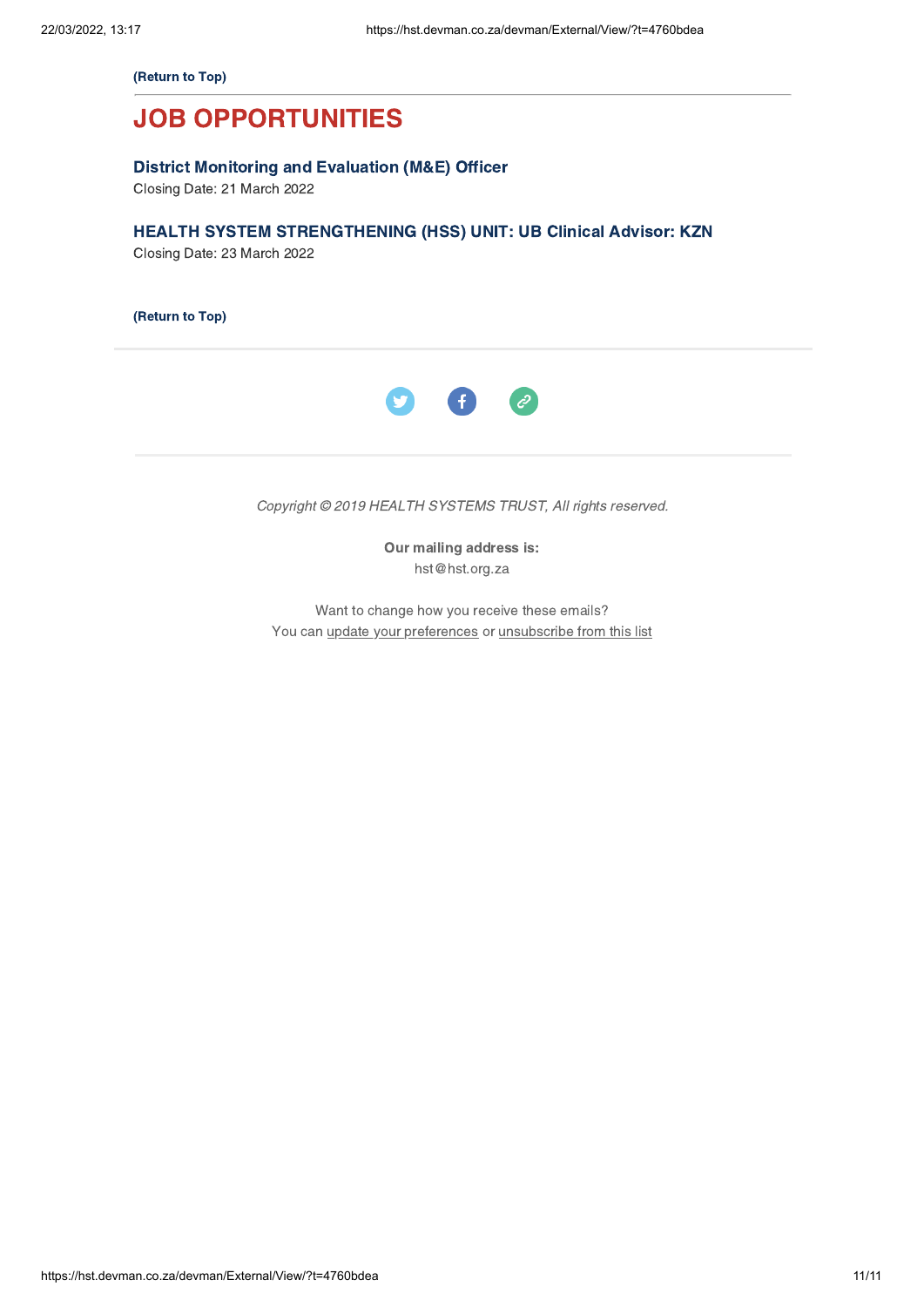**(Return to Top)**

# JOB OPPORTUNITIES

**District Monitoring and Evaluation (M&E) Officer**
Closing Date: 21 March 2022

**HEALTH SYSTEM STRENGTHENING (HSS) UNIT: UB Clinical Advisor: KZN**
Closing Date: 23 March 2022

**(Return to Top)**

*Copyright © 2019 HEALTH SYSTEMS TRUST, All rights reserved.*

**Our mailing address is:**
hst@hst.org.za

Want to change how you receive these emails?
You can update your preferences or unsubscribe from this list